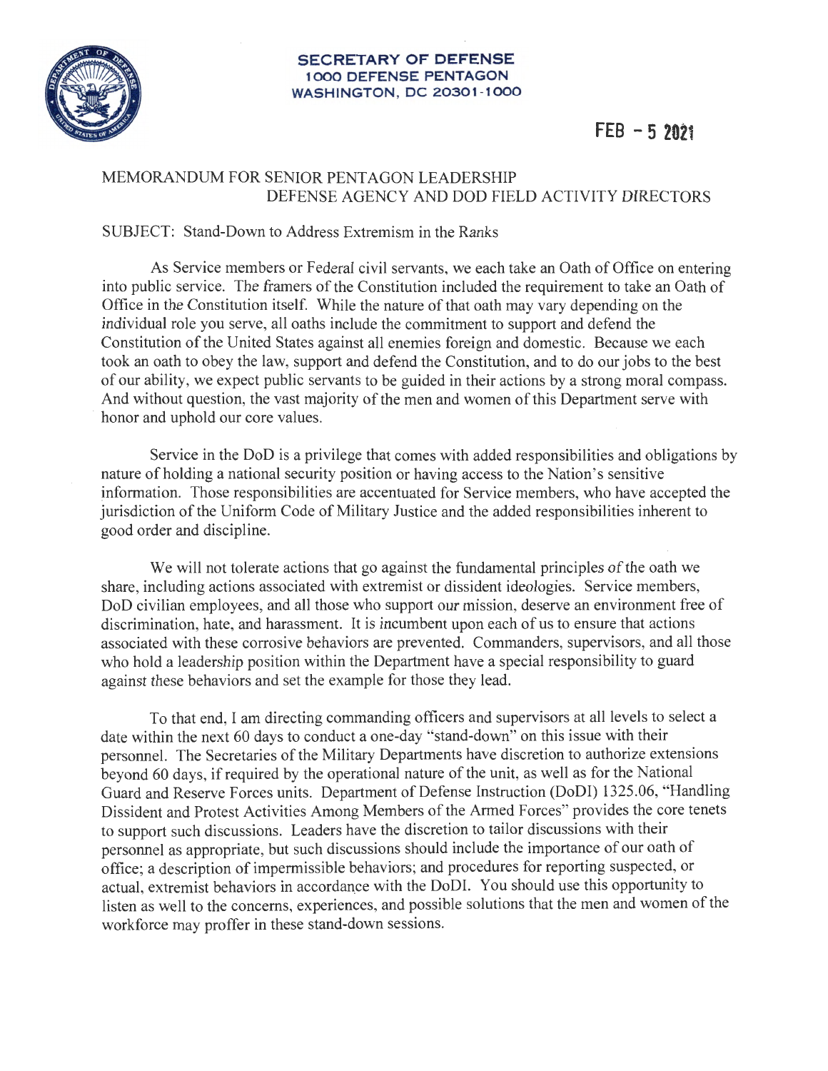SECRETARY OF DEFENSE
1000 DEFENSE PENTAGON
WASHINGTON, DC 20301-1000

FEB - 5 2021

MEMORANDUM FOR SENIOR PENTAGON LEADERSHIP
DEFENSE AGENCY AND DOD FIELD ACTIVITY DIRECTORS

SUBJECT: Stand-Down to Address Extremism in the Ranks

As Service members or Federal civil servants, we each take an Oath of Office on entering into public service. The framers of the Constitution included the requirement to take an Oath of Office in the Constitution itself. While the nature of that oath may vary depending on the individual role you serve, all oaths include the commitment to support and defend the Constitution of the United States against all enemies foreign and domestic. Because we each took an oath to obey the law, support and defend the Constitution, and to do our jobs to the best of our ability, we expect public servants to be guided in their actions by a strong moral compass. And without question, the vast majority of the men and women of this Department serve with honor and uphold our core values.

Service in the DoD is a privilege that comes with added responsibilities and obligations by nature of holding a national security position or having access to the Nation's sensitive information. Those responsibilities are accentuated for Service members, who have accepted the jurisdiction of the Uniform Code of Military Justice and the added responsibilities inherent to good order and discipline.

We will not tolerate actions that go against the fundamental principles of the oath we share, including actions associated with extremist or dissident ideologies. Service members, DoD civilian employees, and all those who support our mission, deserve an environment free of discrimination, hate, and harassment. It is incumbent upon each of us to ensure that actions associated with these corrosive behaviors are prevented. Commanders, supervisors, and all those who hold a leadership position within the Department have a special responsibility to guard against these behaviors and set the example for those they lead.

To that end, I am directing commanding officers and supervisors at all levels to select a date within the next 60 days to conduct a one-day "stand-down" on this issue with their personnel. The Secretaries of the Military Departments have discretion to authorize extensions beyond 60 days, if required by the operational nature of the unit, as well as for the National Guard and Reserve Forces units. Department of Defense Instruction (DoDI) 1325.06, "Handling Dissident and Protest Activities Among Members of the Armed Forces" provides the core tenets to support such discussions. Leaders have the discretion to tailor discussions with their personnel as appropriate, but such discussions should include the importance of our oath of office; a description of impermissible behaviors; and procedures for reporting suspected, or actual, extremist behaviors in accordance with the DoDI. You should use this opportunity to listen as well to the concerns, experiences, and possible solutions that the men and women of the workforce may proffer in these stand-down sessions.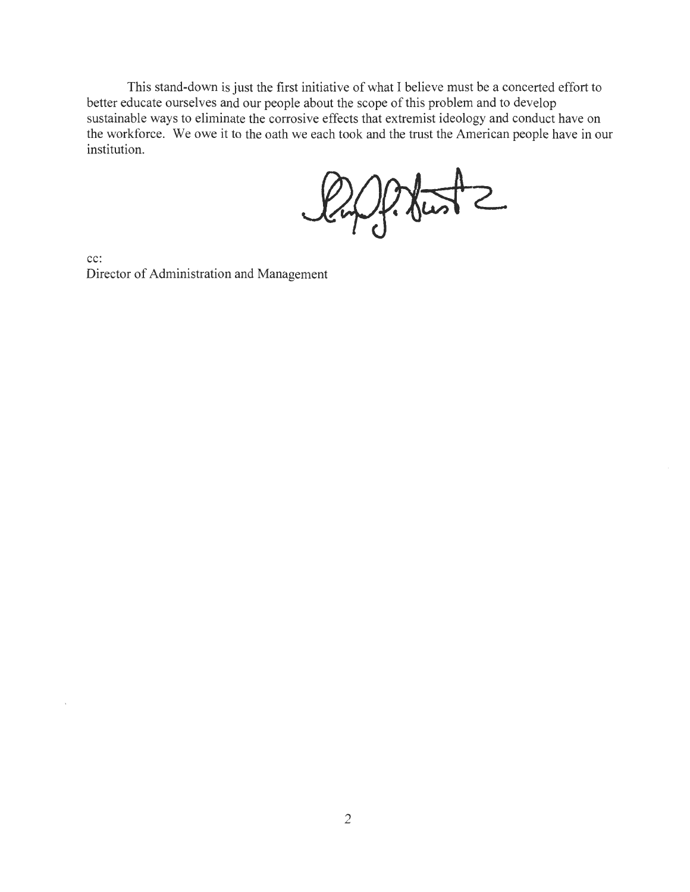This stand-down is just the first initiative of what I believe must be a concerted effort to better educate ourselves and our people about the scope of this problem and to develop sustainable ways to eliminate the corrosive effects that extremist ideology and conduct have on the workforce. We owe it to the oath we each took and the trust the American people have in our institution.

cc:
Director of Administration and Management